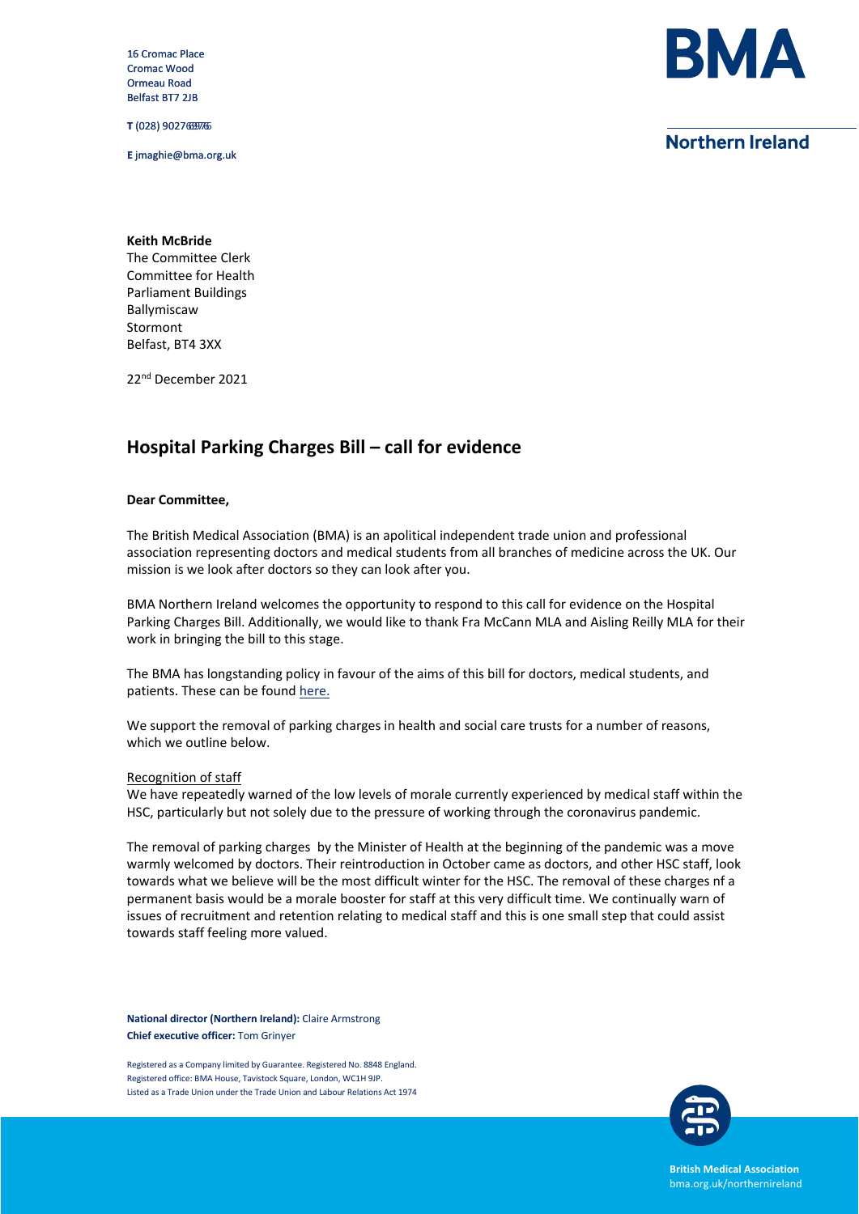16 Cromac Place
Cromac Wood
Ormeau Road
Belfast BT7 2JB

**T** (028) 90269976

**E** jmaghie@bma.org.uk

**BMA**

**Northern Ireland**

**Keith McBride**
The Committee Clerk
Committee for Health
Parliament Buildings
Ballymiscaw
Stormont
Belfast, BT4 3XX

22nd December 2021

## Hospital Parking Charges Bill – call for evidence

**Dear Committee,**

The British Medical Association (BMA) is an apolitical independent trade union and professional association representing doctors and medical students from all branches of medicine across the UK. Our mission is we look after doctors so they can look after you.

BMA Northern Ireland welcomes the opportunity to respond to this call for evidence on the Hospital Parking Charges Bill. Additionally, we would like to thank Fra McCann MLA and Aisling Reilly MLA for their work in bringing the bill to this stage.

The BMA has longstanding policy in favour of the aims of this bill for doctors, medical students, and patients. These can be found here.

We support the removal of parking charges in health and social care trusts for a number of reasons, which we outline below.

Recognition of staff

We have repeatedly warned of the low levels of morale currently experienced by medical staff within the HSC, particularly but not solely due to the pressure of working through the coronavirus pandemic.

The removal of parking charges by the Minister of Health at the beginning of the pandemic was a move warmly welcomed by doctors. Their reintroduction in October came as doctors, and other HSC staff, look towards what we believe will be the most difficult winter for the HSC. The removal of these charges nf a permanent basis would be a morale booster for staff at this very difficult time. We continually warn of issues of recruitment and retention relating to medical staff and this is one small step that could assist towards staff feeling more valued.

**National director (Northern Ireland):** Claire Armstrong
**Chief executive officer:** Tom Grinyer

Registered as a Company limited by Guarantee. Registered No. 8848 England.
Registered office: BMA House, Tavistock Square, London, WC1H 9JP.
Listed as a Trade Union under the Trade Union and Labour Relations Act 1974

**British Medical Association**
bma.org.uk/northernireland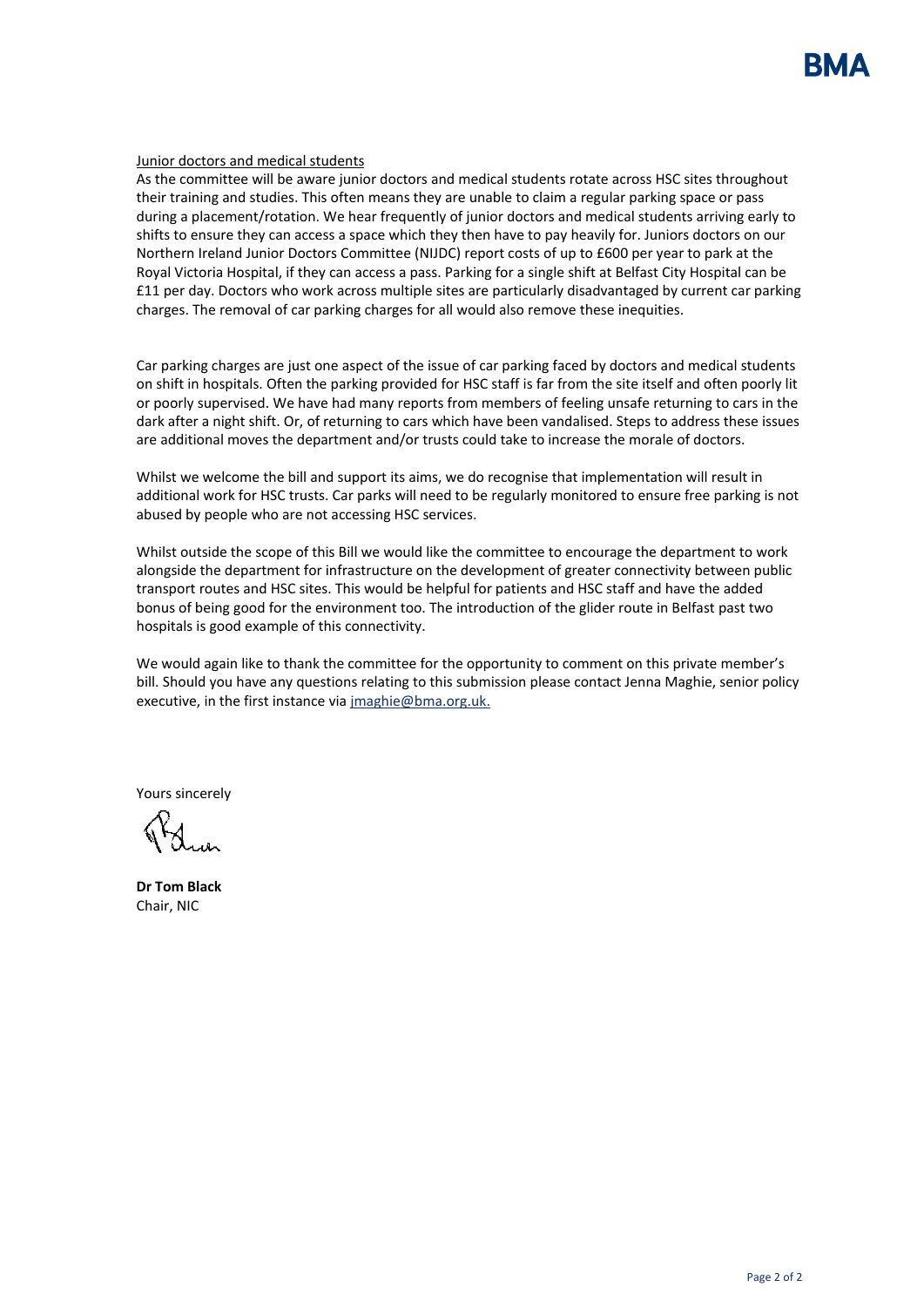Junior doctors and medical students

As the committee will be aware junior doctors and medical students rotate across HSC sites throughout their training and studies. This often means they are unable to claim a regular parking space or pass during a placement/rotation. We hear frequently of junior doctors and medical students arriving early to shifts to ensure they can access a space which they then have to pay heavily for. Juniors doctors on our Northern Ireland Junior Doctors Committee (NIJDC) report costs of up to £600 per year to park at the Royal Victoria Hospital, if they can access a pass. Parking for a single shift at Belfast City Hospital can be £11 per day. Doctors who work across multiple sites are particularly disadvantaged by current car parking charges. The removal of car parking charges for all would also remove these inequities.

Car parking charges are just one aspect of the issue of car parking faced by doctors and medical students on shift in hospitals. Often the parking provided for HSC staff is far from the site itself and often poorly lit or poorly supervised. We have had many reports from members of feeling unsafe returning to cars in the dark after a night shift. Or, of returning to cars which have been vandalised. Steps to address these issues are additional moves the department and/or trusts could take to increase the morale of doctors.

Whilst we welcome the bill and support its aims, we do recognise that implementation will result in additional work for HSC trusts. Car parks will need to be regularly monitored to ensure free parking is not abused by people who are not accessing HSC services.

Whilst outside the scope of this Bill we would like the committee to encourage the department to work alongside the department for infrastructure on the development of greater connectivity between public transport routes and HSC sites. This would be helpful for patients and HSC staff and have the added bonus of being good for the environment too. The introduction of the glider route in Belfast past two hospitals is good example of this connectivity.

We would again like to thank the committee for the opportunity to comment on this private member's bill. Should you have any questions relating to this submission please contact Jenna Maghie, senior policy executive, in the first instance via jmaghie@bma.org.uk.

Yours sincerely

**Dr Tom Black**
Chair, NIC